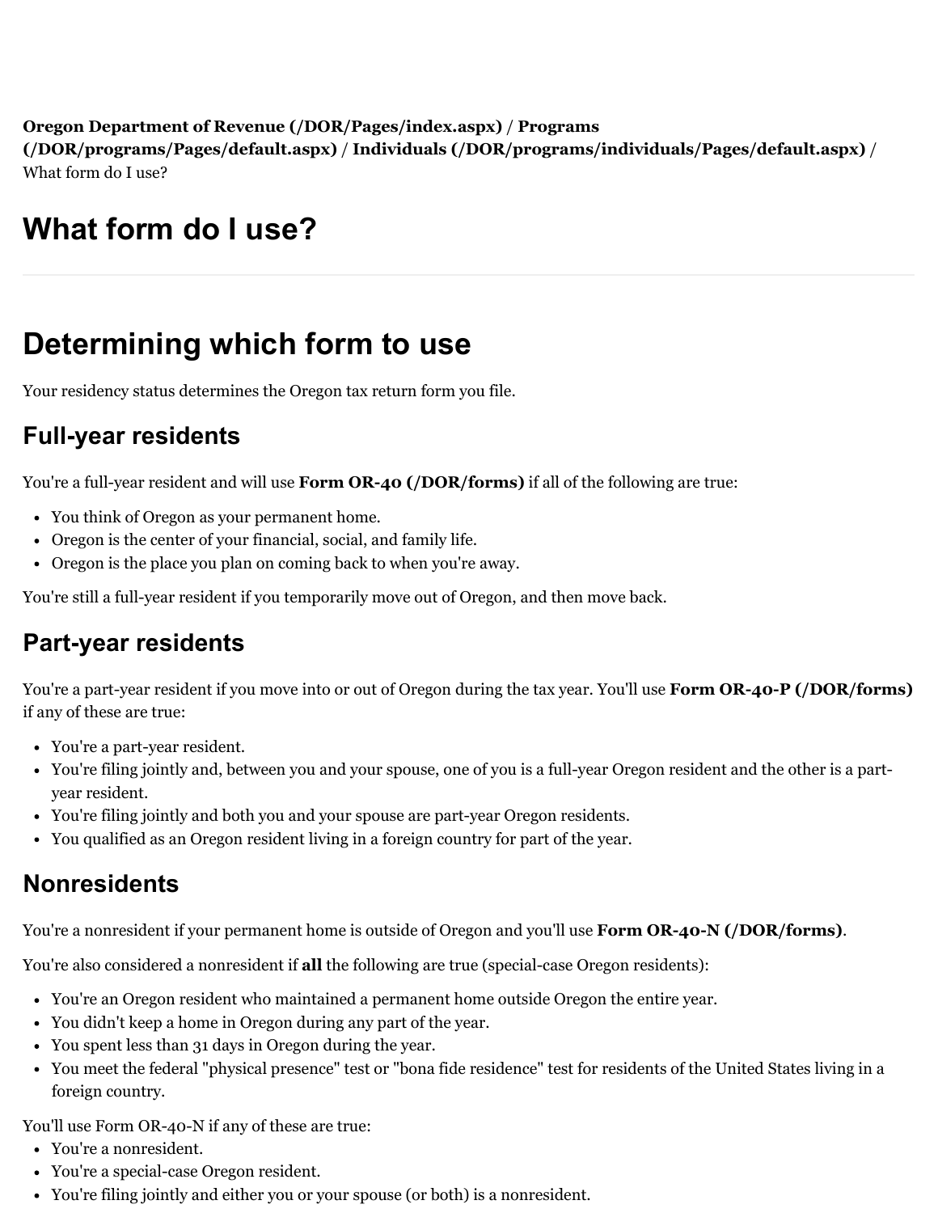**Oregon Department of Revenue (/DOR/Pages/index.aspx)** / **Programs (/DOR/programs/Pages/default.aspx)** / **Individuals (/DOR/programs/individuals/Pages/default.aspx)** / What form do I use?

# What form do I use?

# Determining which form to use

Your residency status determines the Oregon tax return form you file.

## Full-year residents

You're a full-year resident and will use **Form OR-40 (/DOR/forms)** if all of the following are true:

- You think of Oregon as your permanent home.
- Oregon is the center of your financial, social, and family life.
- Oregon is the place you plan on coming back to when you're away.

You're still a full-year resident if you temporarily move out of Oregon, and then move back.

## Part-year residents

You're a part-year resident if you move into or out of Oregon during the tax year. You'll use **Form OR-40-P (/DOR/forms)** if any of these are true:

- You're a part-year resident.
- You're filing jointly and, between you and your spouse, one of you is a full-year Oregon resident and the other is a part-year resident.
- You're filing jointly and both you and your spouse are part-year Oregon residents.
- You qualified as an Oregon resident living in a foreign country for part of the year.

## Nonresidents

You're a nonresident if your permanent home is outside of Oregon and you'll use **Form OR-40-N (/DOR/forms)**.

You're also considered a nonresident if **all** the following are true (special-case Oregon residents):

- You're an Oregon resident who maintained a permanent home outside Oregon the entire year.
- You didn't keep a home in Oregon during any part of the year.
- You spent less than 31 days in Oregon during the year.
- You meet the federal "physical presence" test or "bona fide residence" test for residents of the United States living in a foreign country.

You'll use Form OR-40-N if any of these are true:

- You're a nonresident.
- You're a special-case Oregon resident.
- You're filing jointly and either you or your spouse (or both) is a nonresident.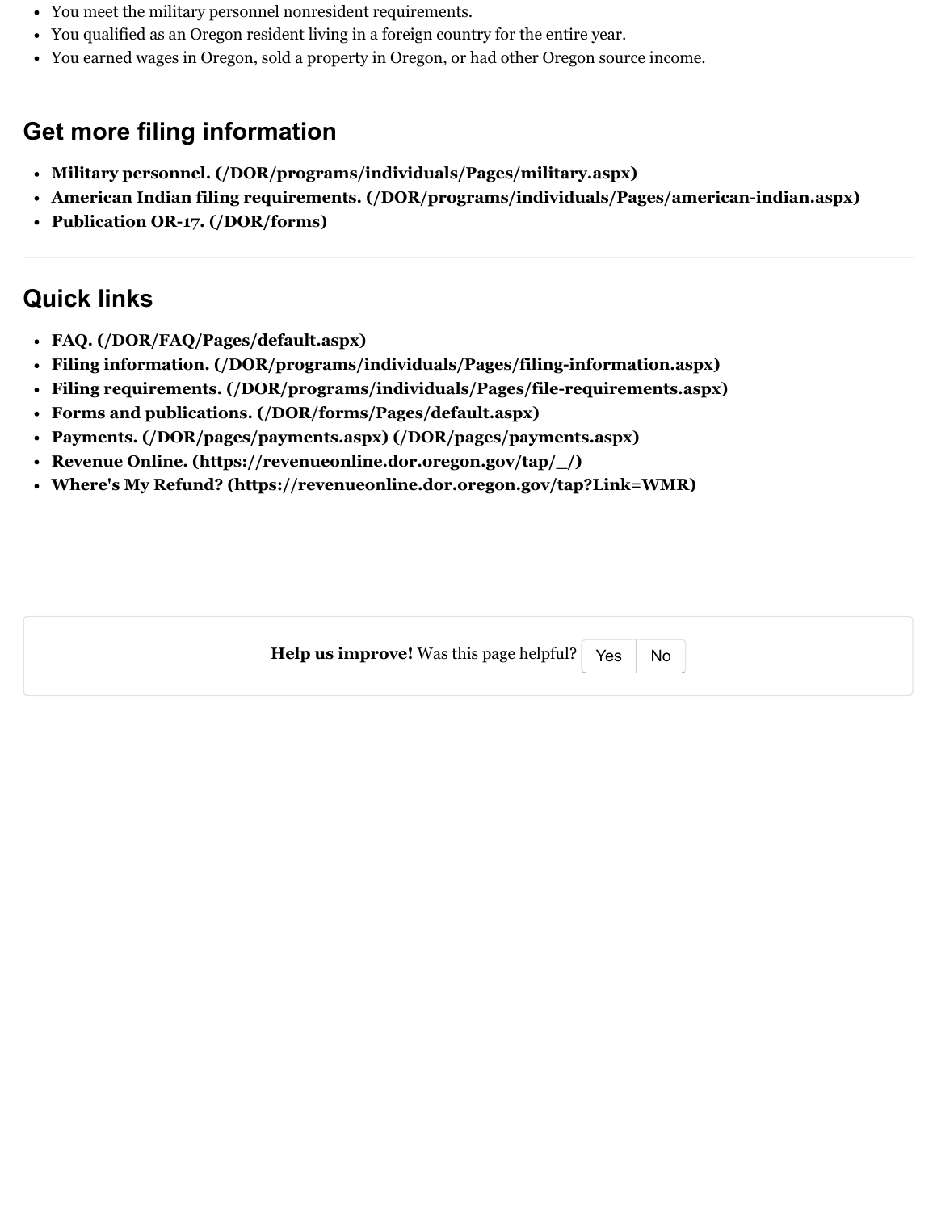- You meet the military personnel nonresident requirements.
- You qualified as an Oregon resident living in a foreign country for the entire year.
- You earned wages in Oregon, sold a property in Oregon, or had other Oregon source income.

## Get more filing information

- **Military personnel. (/DOR/programs/individuals/Pages/military.aspx)**
- **American Indian filing requirements. (/DOR/programs/individuals/Pages/american-indian.aspx)**
- **Publication OR-17. (/DOR/forms)**

---

## Quick links

- **FAQ. (/DOR/FAQ/Pages/default.aspx)**
- **Filing information. (/DOR/programs/individuals/Pages/filing-information.aspx)**
- **Filing requirements. (/DOR/programs/individuals/Pages/file-requirements.aspx)**
- **Forms and publications. (/DOR/forms/Pages/default.aspx)**
- **Payments. (/DOR/pages/payments.aspx) (/DOR/pages/payments.aspx)**
- **Revenue Online. (https://revenueonline.dor.oregon.gov/tap/_/)**
- **Where's My Refund? (https://revenueonline.dor.oregon.gov/tap?Link=WMR)**

**Help us improve!** Was this page helpful? Yes No